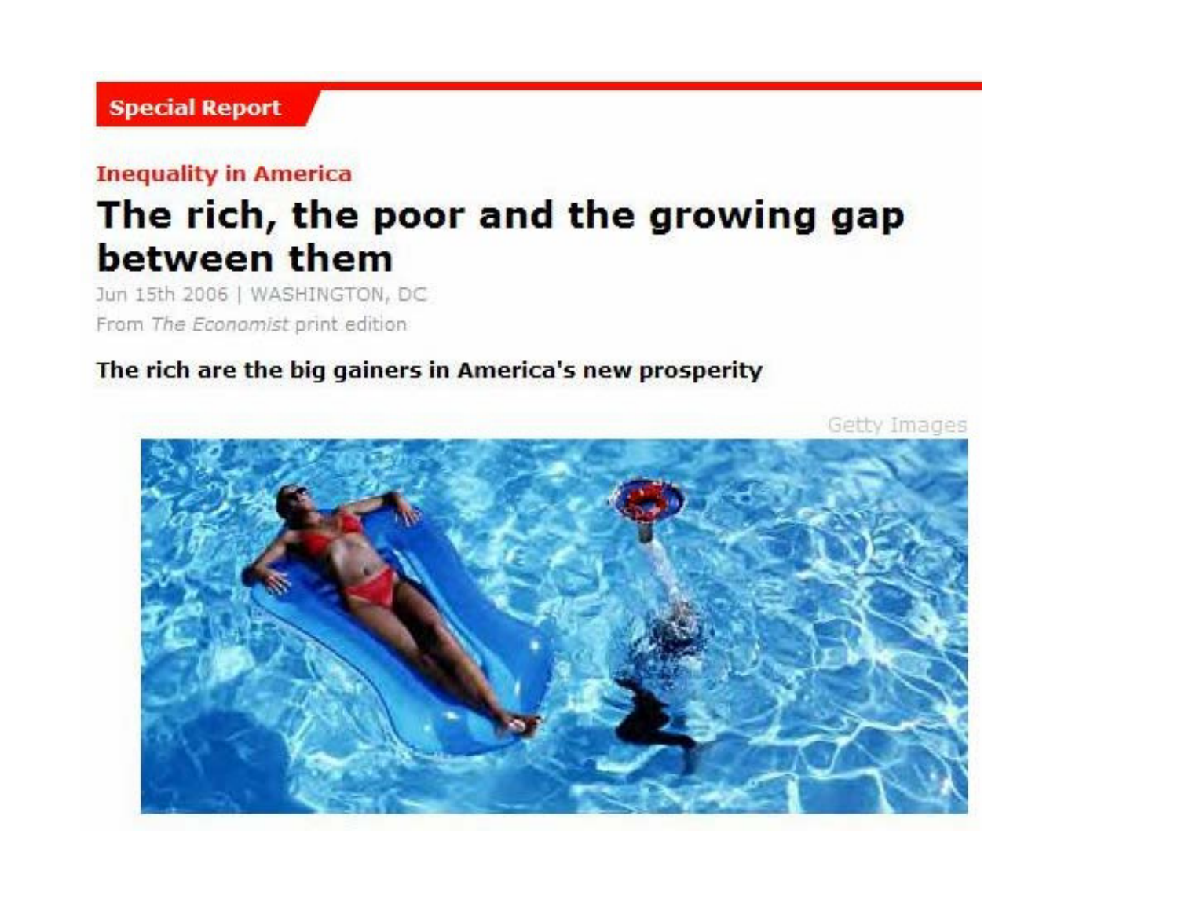Special Report

## Inequality in America

# The rich, the poor and the growing gap between them

Jun 15th 2006 | WASHINGTON, DC

From *The Economist* print edition

**The rich are the big gainers in America's new prosperity**

Getty Images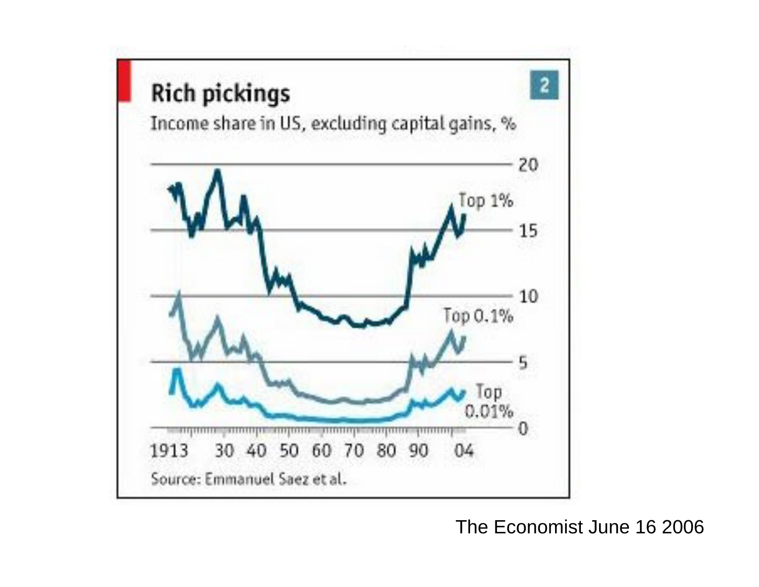## Rich pickings

Income share in US, excluding capital gains, %

Top 1%

Top 0.1%

Top 0.01%

1913 30 40 50 60 70 80 90 04

Source: Emmanuel Saez et al.

The Economist June 16 2006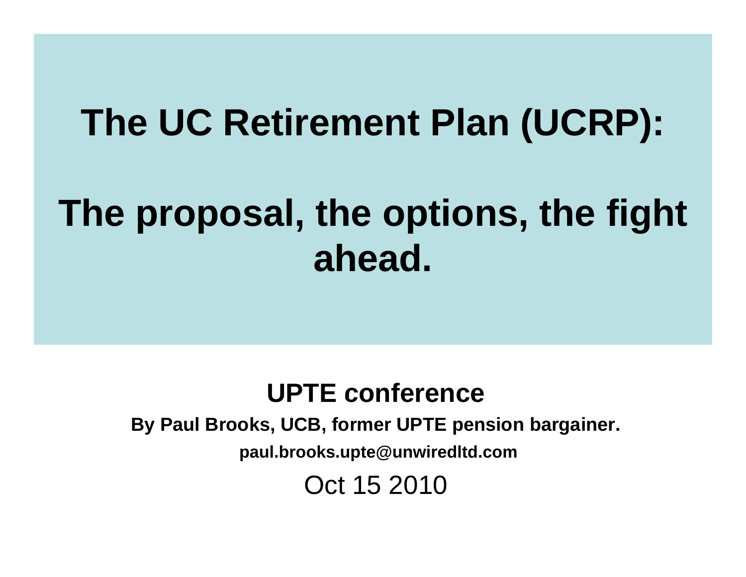# The UC Retirement Plan (UCRP):

# The proposal, the options, the fight ahead.

**UPTE conference**

**By Paul Brooks, UCB, former UPTE pension bargainer.**

**paul.brooks.upte@unwiredltd.com**

Oct 15 2010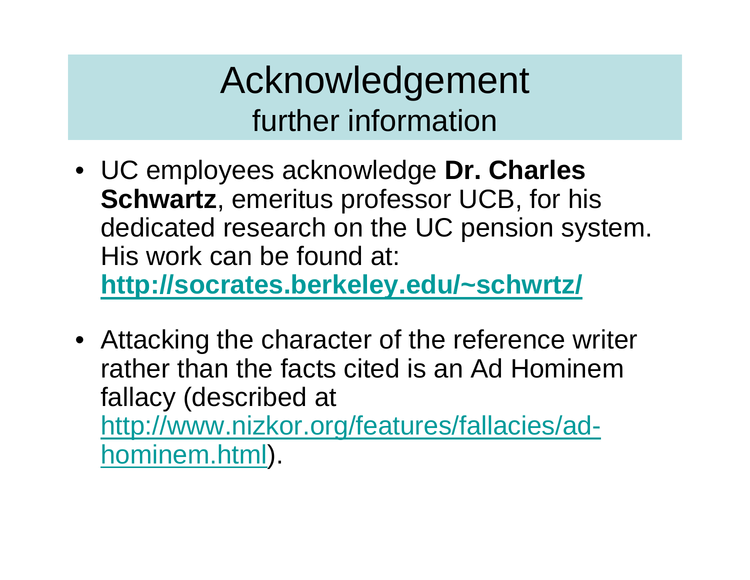# Acknowledgement

## further information

- UC employees acknowledge **Dr. Charles Schwartz**, emeritus professor UCB, for his dedicated research on the UC pension system. His work can be found at: **http://socrates.berkeley.edu/~schwrtz/**

- Attacking the character of the reference writer rather than the facts cited is an Ad Hominem fallacy (described at http://www.nizkor.org/features/fallacies/ad-hominem.html).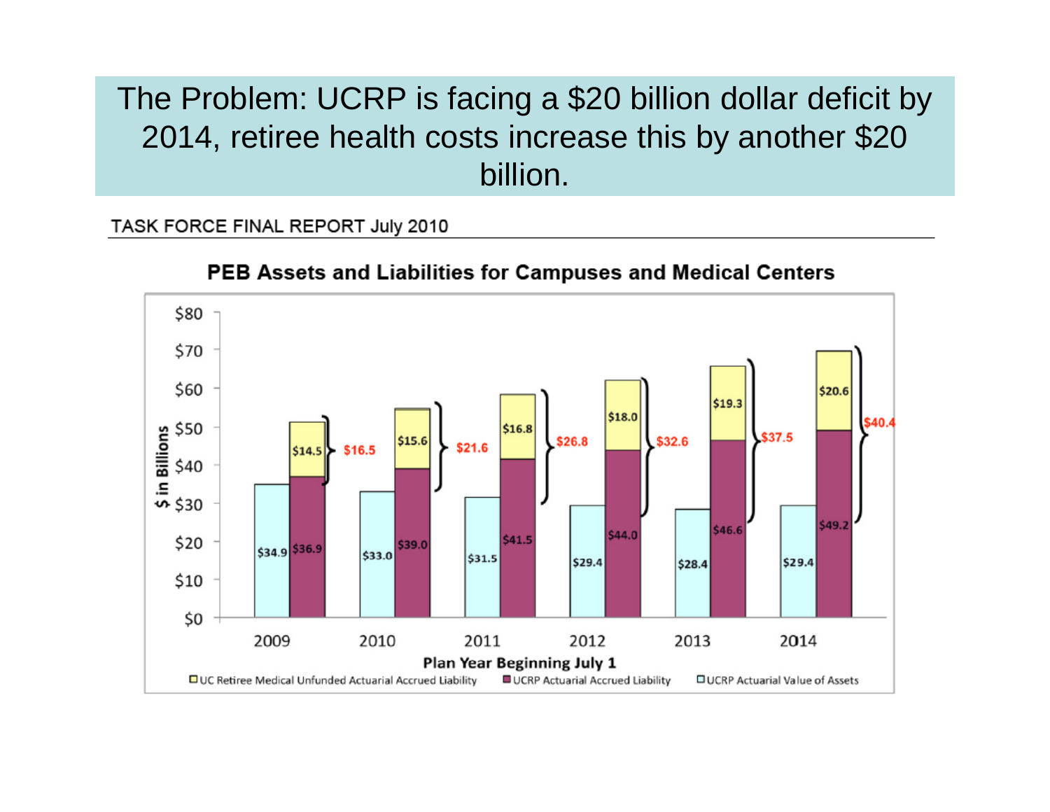# The Problem: UCRP is facing a $20 billion dollar deficit by 2014, retiree health costs increase this by another $20 billion.

TASK FORCE FINAL REPORT July 2010

**PEB Assets and Liabilities for Campuses and Medical Centers**

| Plan Year Beginning July 1 | UCRP Actuarial Value of Assets | UCRP Actuarial Accrued Liability | UC Retiree Medical Unfunded Actuarial Accrued Liability | Total Gap |
|---|---|---|---|---|
| 2009 | $34.9 | $36.9 | $14.5 | $16.5 |
| 2010 | $33.0 | $39.0 | $15.6 | $21.6 |
| 2011 | $31.5 | $41.5 | $16.8 | $26.8 |
| 2012 | $29.4 | $44.0 | $18.0 | $32.6 |
| 2013 | $28.4 | $46.6 | $19.3 | $37.5 |
| 2014 | $29.4 | $49.2 | $20.6 | $40.4 |

$ in Billions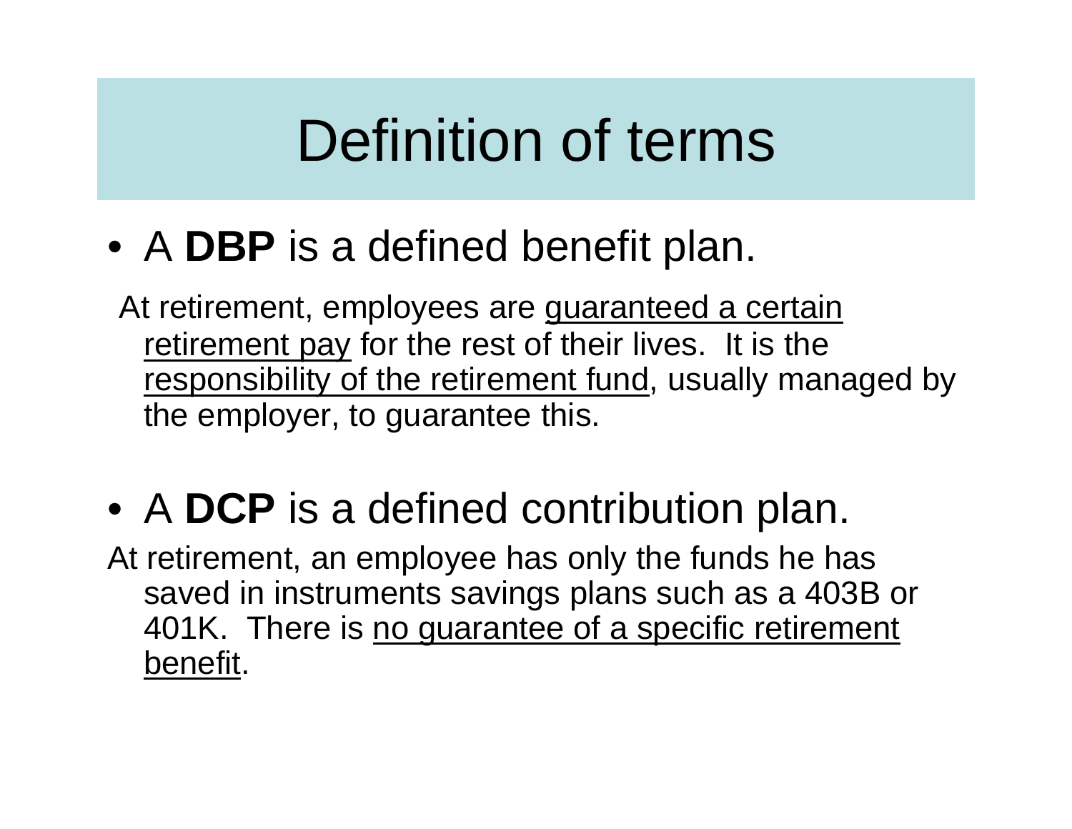# Definition of terms

- A **DBP** is a defined benefit plan.

At retirement, employees are guaranteed a certain retirement pay for the rest of their lives. It is the responsibility of the retirement fund, usually managed by the employer, to guarantee this.

- A **DCP** is a defined contribution plan.

At retirement, an employee has only the funds he has saved in instruments savings plans such as a 403B or 401K. There is no guarantee of a specific retirement benefit.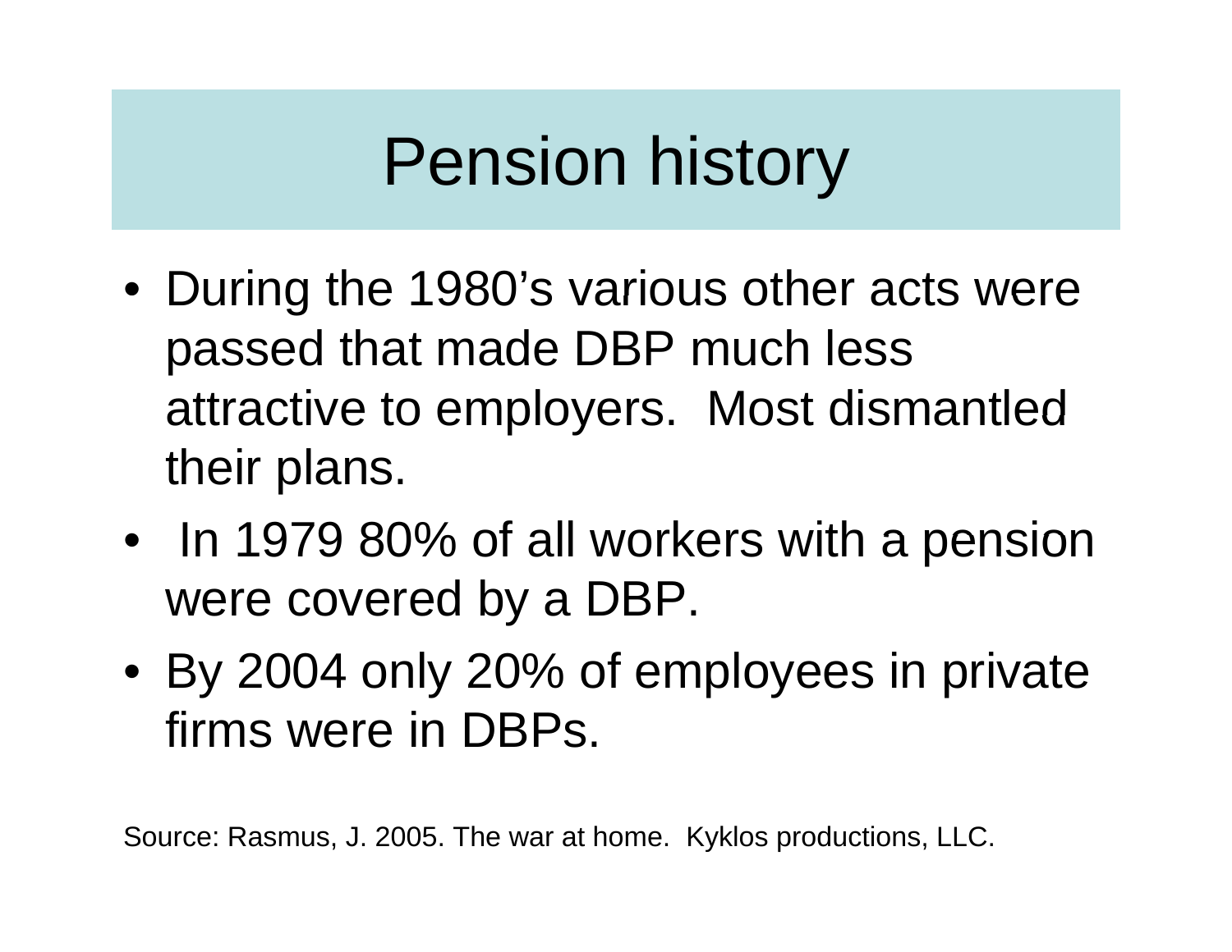# Pension history

- During the 1980's various other acts were passed that made DBP much less attractive to employers. Most dismantled their plans.
- In 1979 80% of all workers with a pension were covered by a DBP.
- By 2004 only 20% of employees in private firms were in DBPs.

Source: Rasmus, J. 2005. The war at home. Kyklos productions, LLC.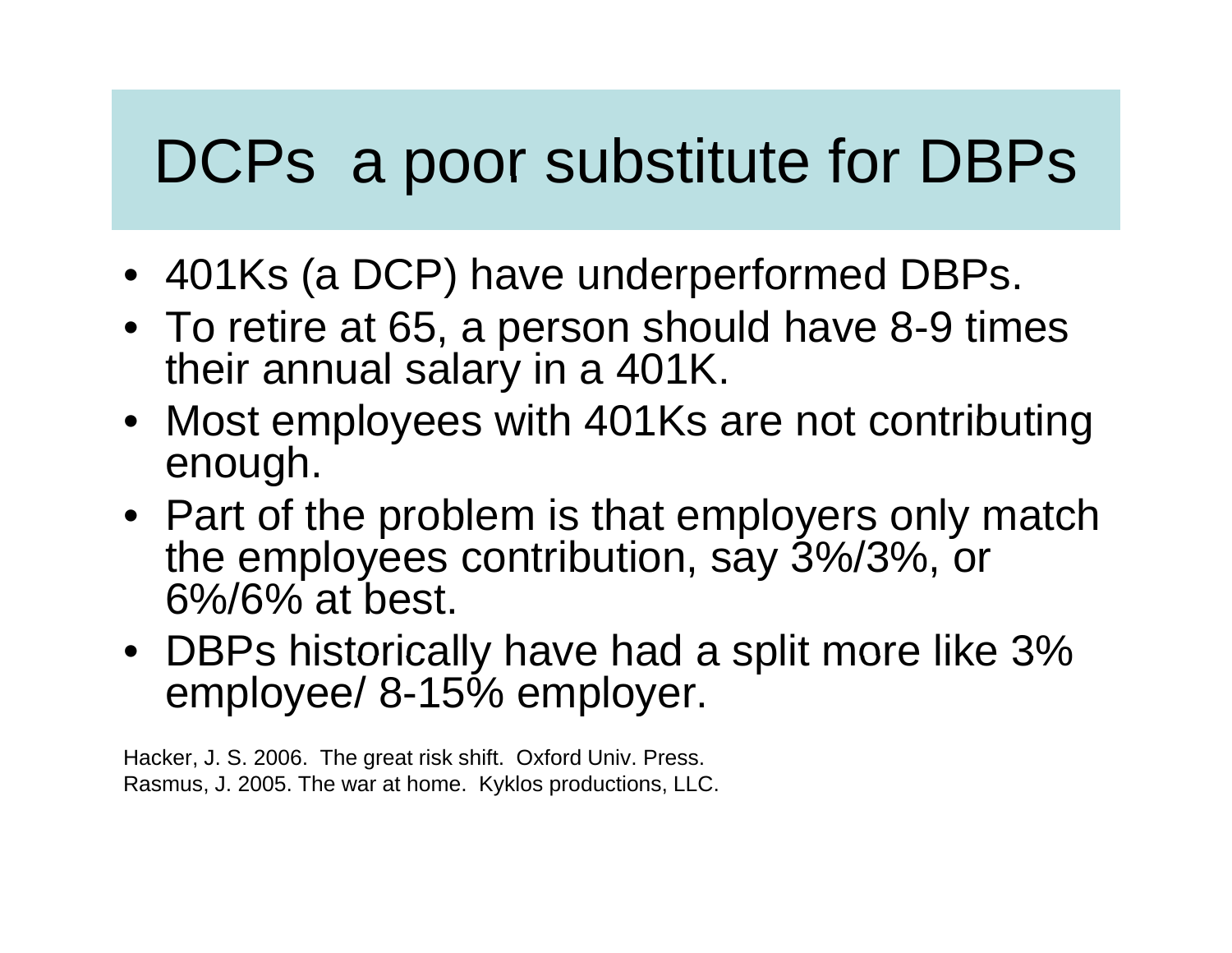# DCPs  a poor substitute for DBPs

- 401Ks (a DCP) have underperformed DBPs.
- To retire at 65, a person should have 8-9 times their annual salary in a 401K.
- Most employees with 401Ks are not contributing enough.
- Part of the problem is that employers only match the employees contribution, say 3%/3%, or 6%/6% at best.
- DBPs historically have had a split more like 3% employee/ 8-15% employer.

Hacker, J. S. 2006.  The great risk shift.  Oxford Univ. Press.
Rasmus, J. 2005. The war at home.  Kyklos productions, LLC.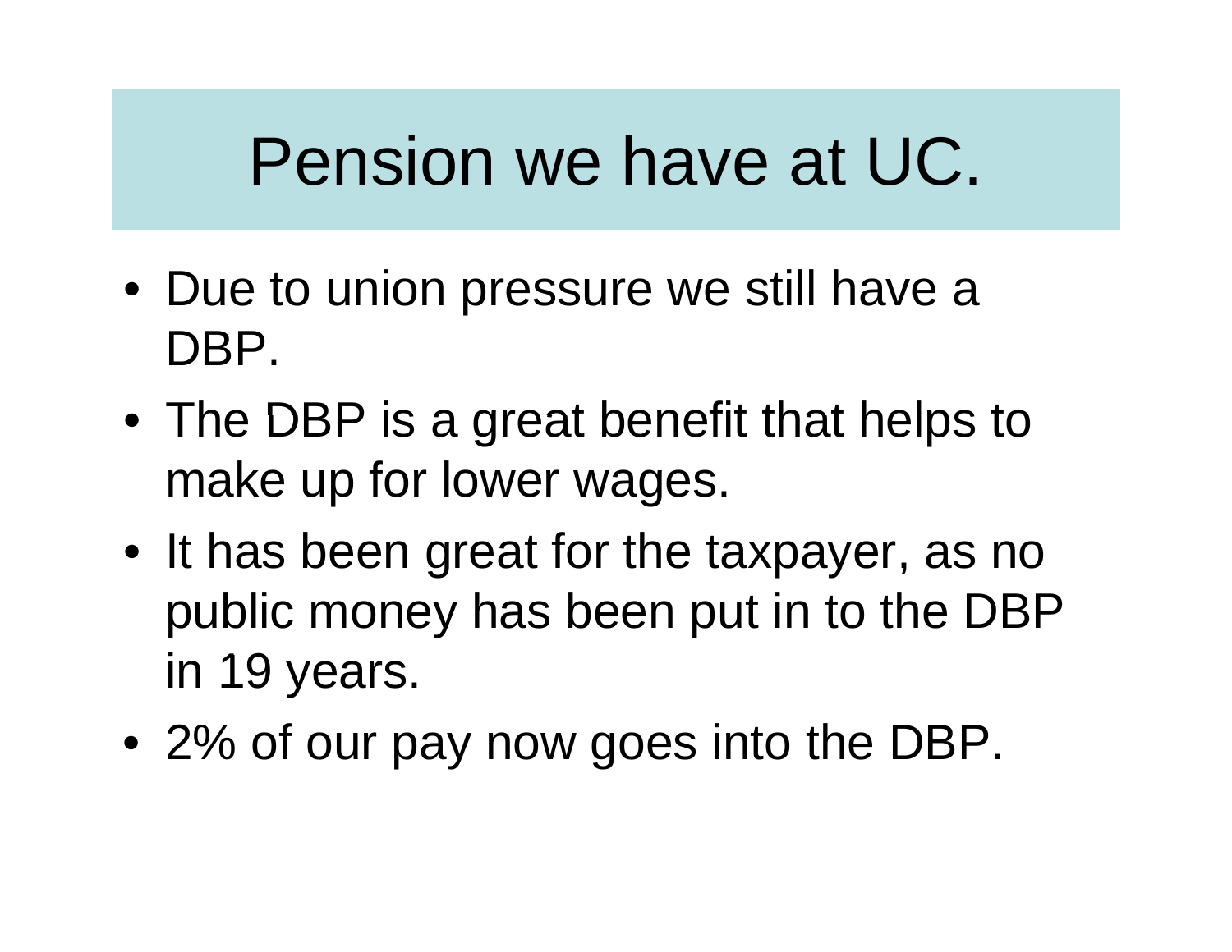# Pension we have at UC.

- Due to union pressure we still have a DBP.
- The DBP is a great benefit that helps to make up for lower wages.
- It has been great for the taxpayer, as no public money has been put in to the DBP in 19 years.
- 2% of our pay now goes into the DBP.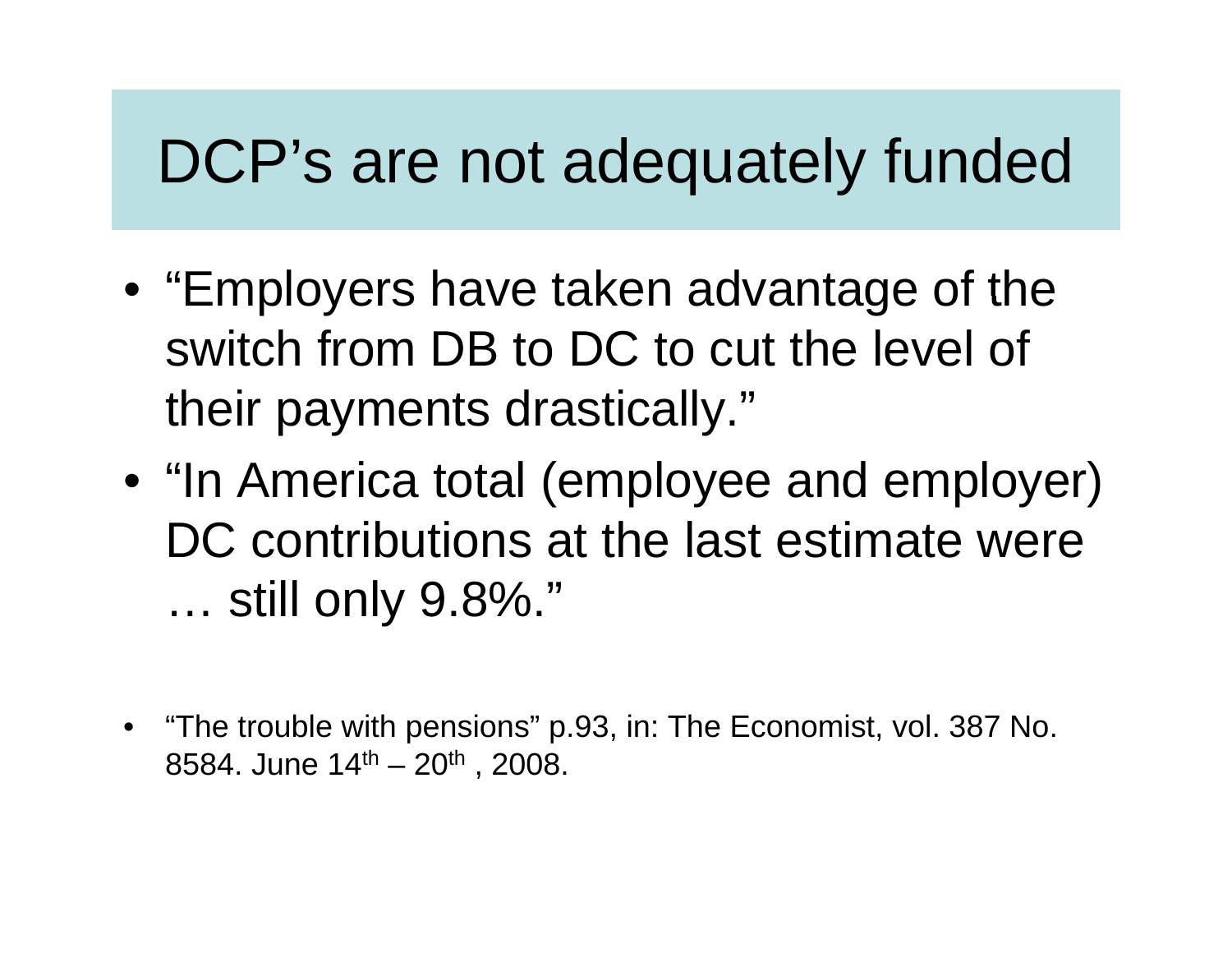# DCP's are not adequately funded

- "Employers have taken advantage of the switch from DB to DC to cut the level of their payments drastically."
- "In America total (employee and employer) DC contributions at the last estimate were … still only 9.8%."

- "The trouble with pensions" p.93, in: The Economist, vol. 387 No. 8584. June 14th – 20th , 2008.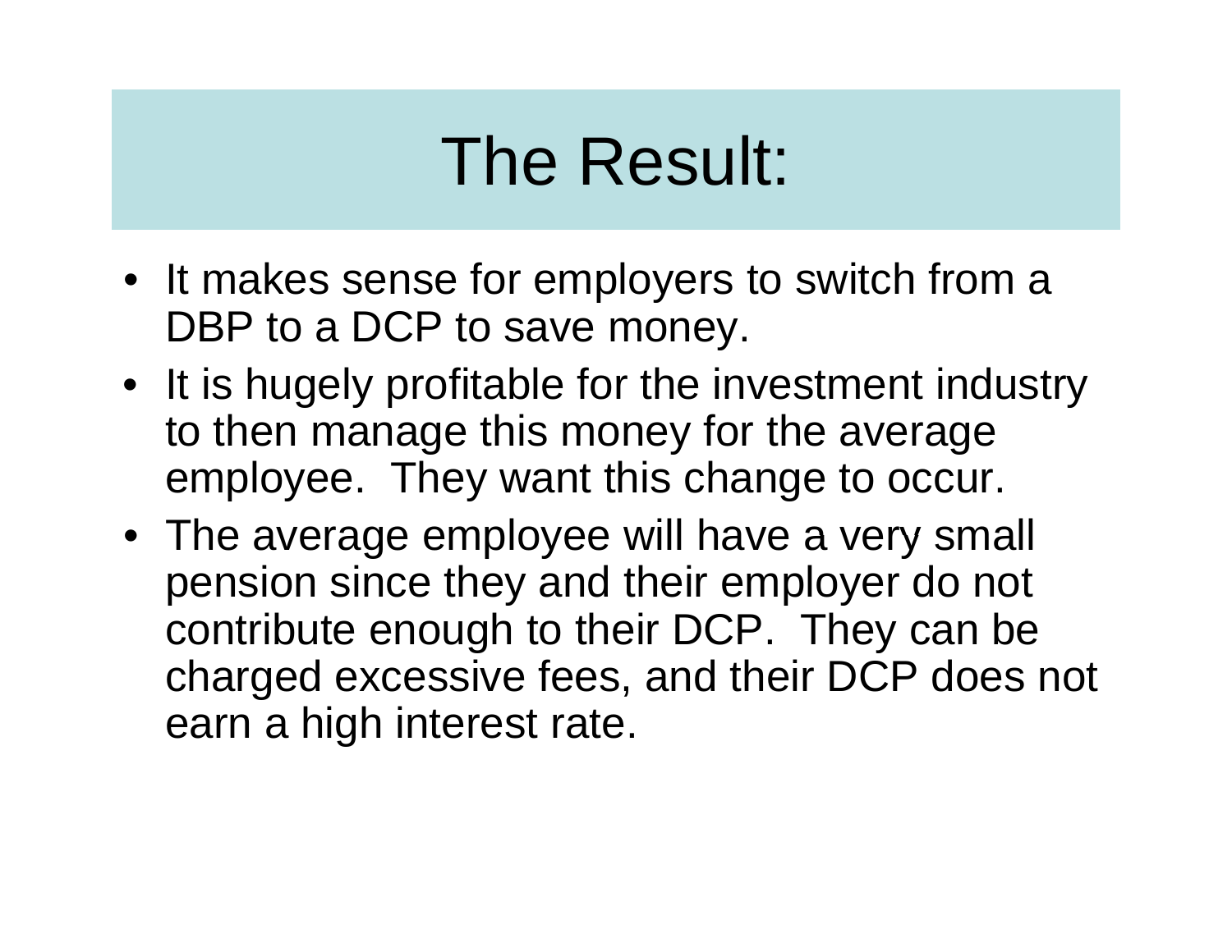# The Result:

- It makes sense for employers to switch from a DBP to a DCP to save money.
- It is hugely profitable for the investment industry to then manage this money for the average employee. They want this change to occur.
- The average employee will have a very small pension since they and their employer do not contribute enough to their DCP. They can be charged excessive fees, and their DCP does not earn a high interest rate.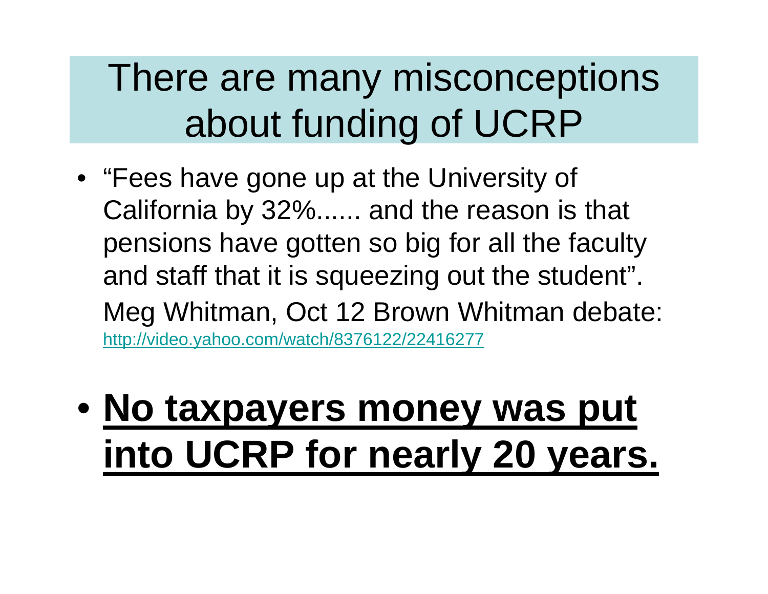# There are many misconceptions about funding of UCRP

- "Fees have gone up at the University of California by 32%...... and the reason is that pensions have gotten so big for all the faculty and staff that it is squeezing out the student". Meg Whitman, Oct 12 Brown Whitman debate: http://video.yahoo.com/watch/8376122/22416277

- **No taxpayers money was put into UCRP for nearly 20 years.**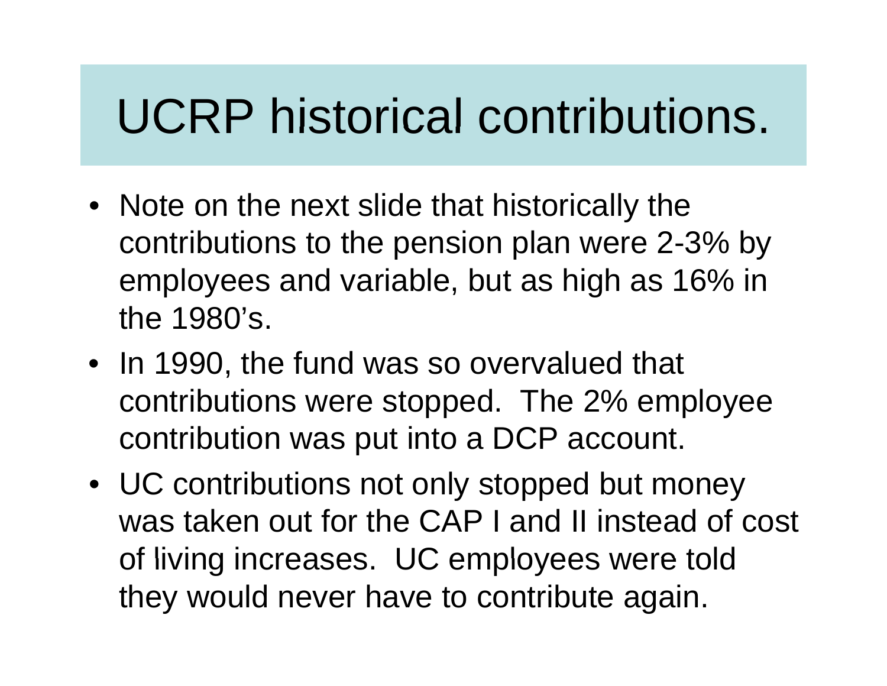# UCRP historical contributions.

- Note on the next slide that historically the contributions to the pension plan were 2-3% by employees and variable, but as high as 16% in the 1980's.
- In 1990, the fund was so overvalued that contributions were stopped. The 2% employee contribution was put into a DCP account.
- UC contributions not only stopped but money was taken out for the CAP I and II instead of cost of living increases. UC employees were told they would never have to contribute again.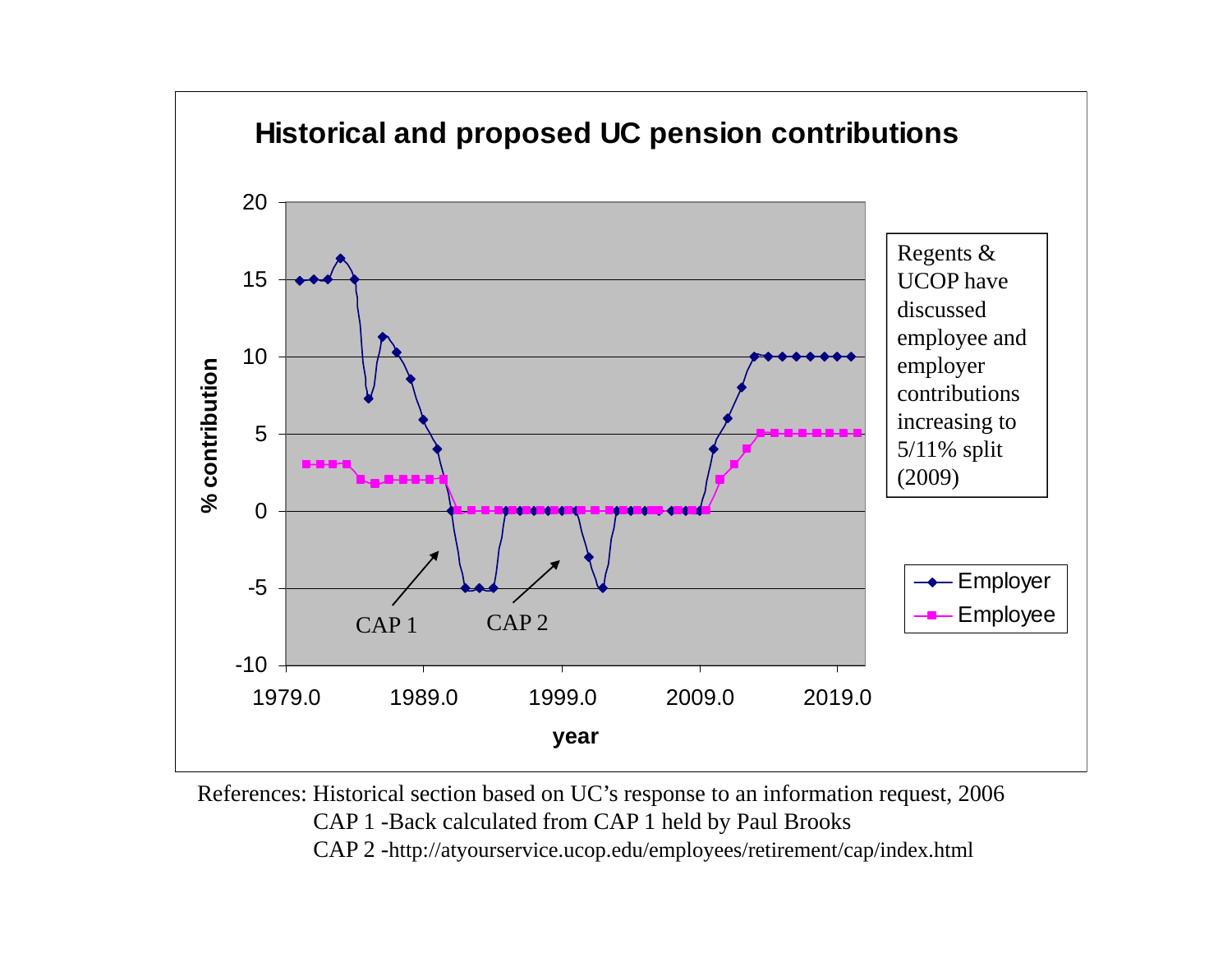## Historical and proposed UC pension contributions

Regents & UCOP have discussed employee and employer contributions increasing to 5/11% split (2009)

References: Historical section based on UC's response to an information request, 2006

CAP 1 -Back calculated from CAP 1 held by Paul Brooks

CAP 2 -http://atyourservice.ucop.edu/employees/retirement/cap/index.html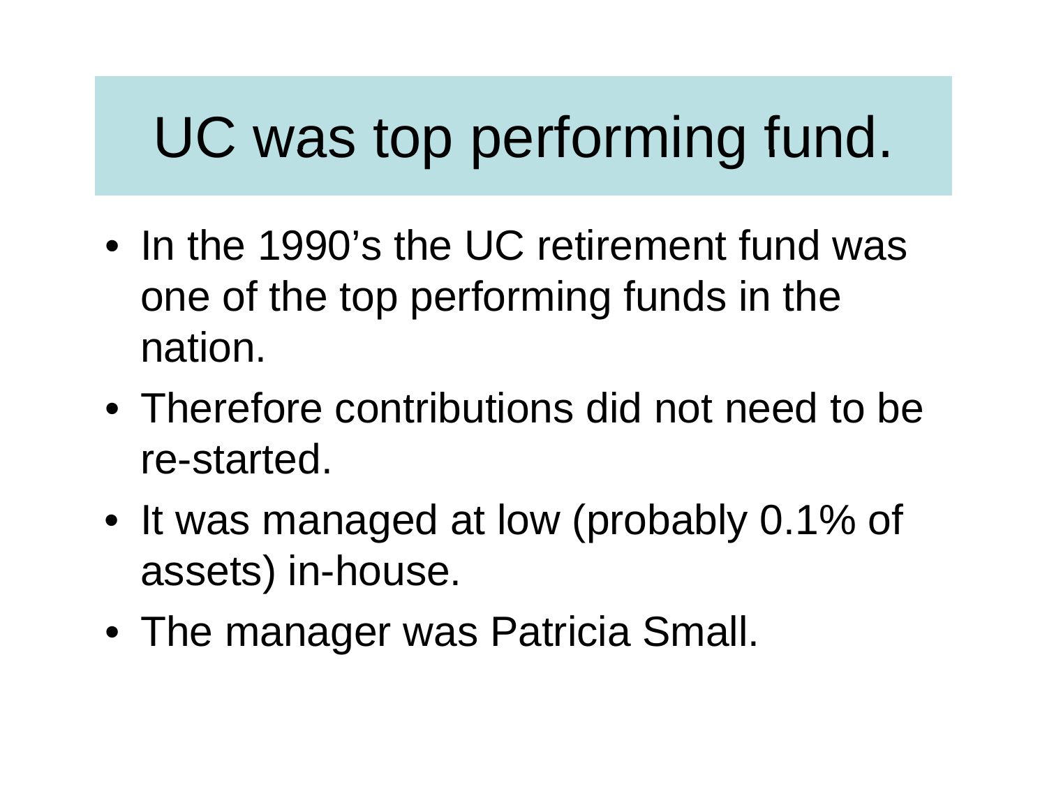# UC was top performing fund.

- In the 1990's the UC retirement fund was one of the top performing funds in the nation.
- Therefore contributions did not need to be re-started.
- It was managed at low (probably 0.1% of assets) in-house.
- The manager was Patricia Small.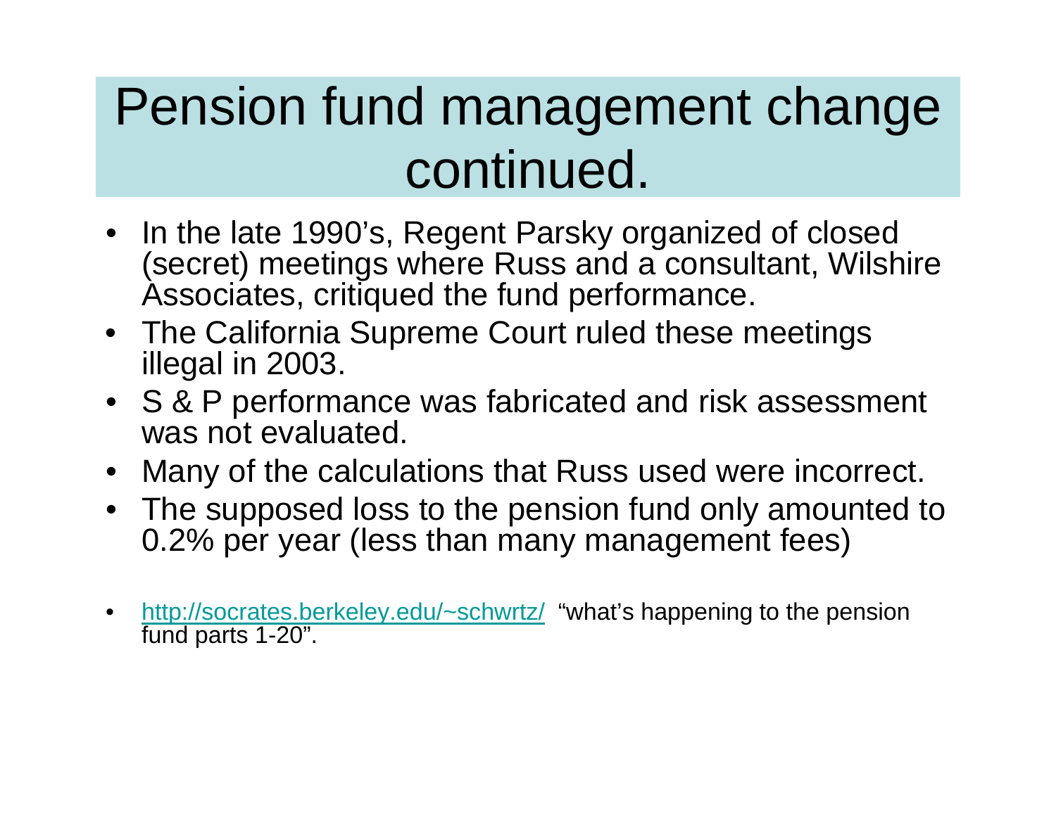# Pension fund management change continued.

- In the late 1990's, Regent Parsky organized of closed (secret) meetings where Russ and a consultant, Wilshire Associates, critiqued the fund performance.
- The California Supreme Court ruled these meetings illegal in 2003.
- S & P performance was fabricated and risk assessment was not evaluated.
- Many of the calculations that Russ used were incorrect.
- The supposed loss to the pension fund only amounted to 0.2% per year (less than many management fees)

- [http://socrates.berkeley.edu/~schwrtz/](http://socrates.berkeley.edu/~schwrtz/) "what's happening to the pension fund parts 1-20".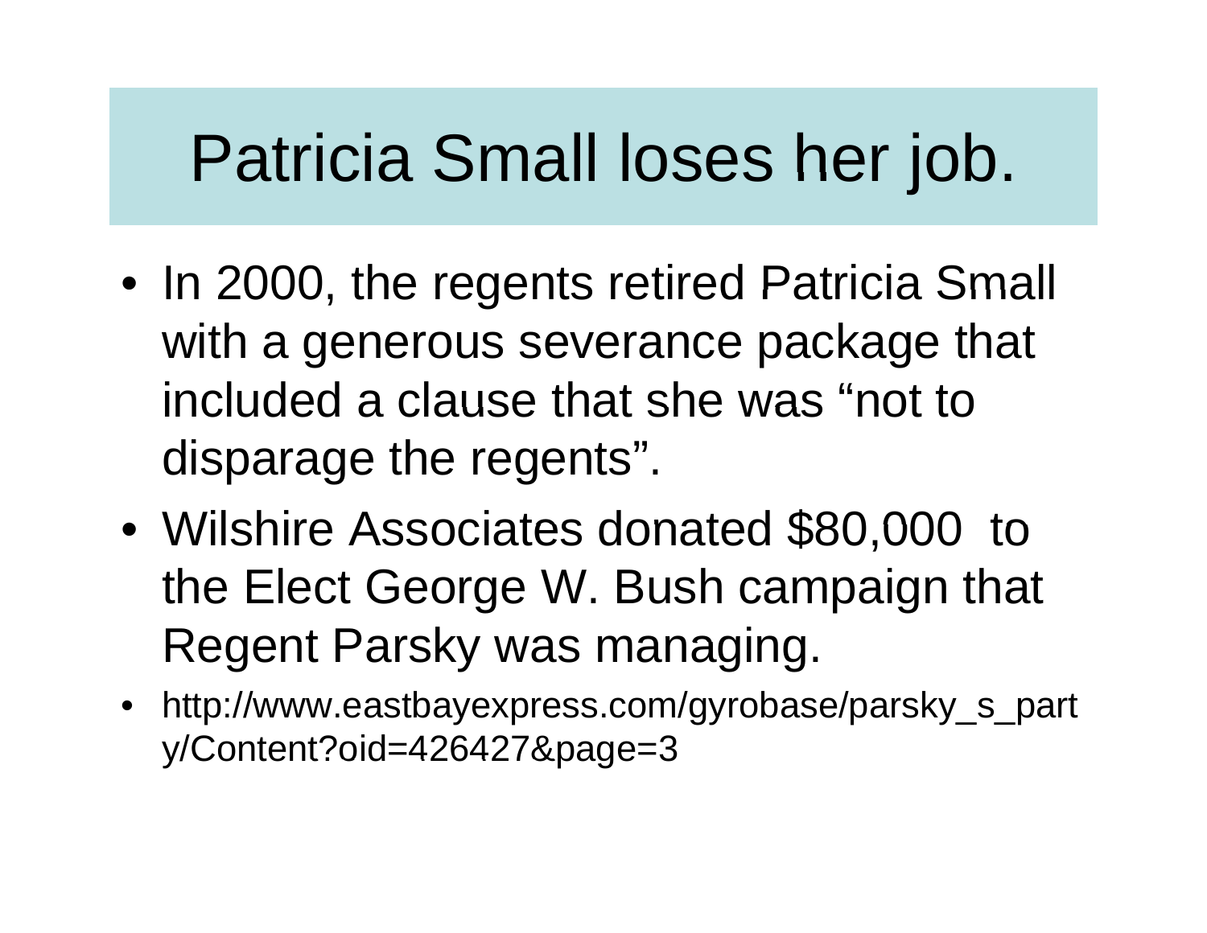# Patricia Small loses her job.

- In 2000, the regents retired Patricia Small with a generous severance package that included a clause that she was "not to disparage the regents".
- Wilshire Associates donated $80,000 to the Elect George W. Bush campaign that Regent Parsky was managing.
- http://www.eastbayexpress.com/gyrobase/parsky_s_party/Content?oid=426427&page=3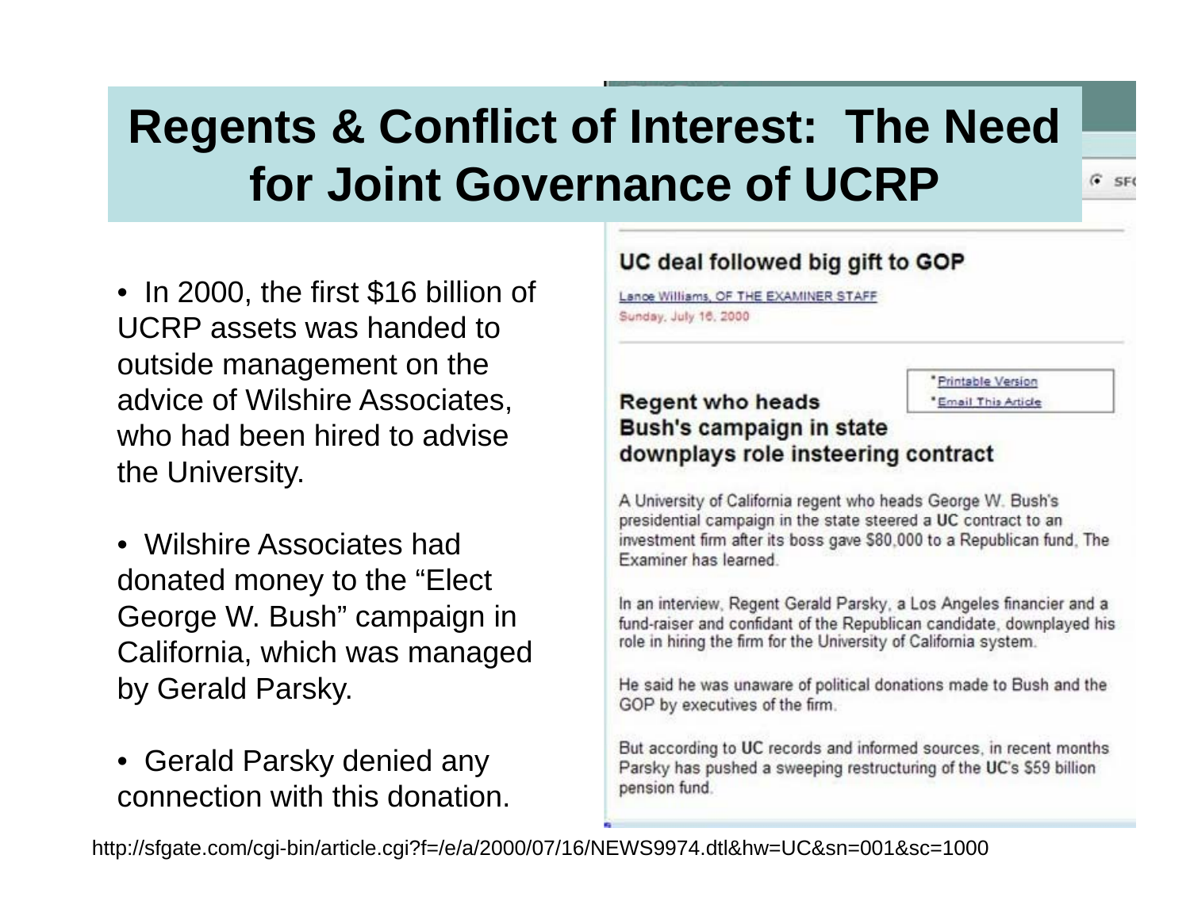# Regents & Conflict of Interest: The Need for Joint Governance of UCRP

- In 2000, the first $16 billion of UCRP assets was handed to outside management on the advice of Wilshire Associates, who had been hired to advise the University.

- Wilshire Associates had donated money to the "Elect George W. Bush" campaign in California, which was managed by Gerald Parsky.

- Gerald Parsky denied any connection with this donation.

## UC deal followed big gift to GOP

Lance Williams, OF THE EXAMINER STAFF
Sunday, July 16, 2000

- Printable Version
- Email This Article

### Regent who heads Bush's campaign in state downplays role insteering contract

A University of California regent who heads George W. Bush's presidential campaign in the state steered a **UC** contract to an investment firm after its boss gave $80,000 to a Republican fund, The Examiner has learned.

In an interview, Regent Gerald Parsky, a Los Angeles financier and a fund-raiser and confidant of the Republican candidate, downplayed his role in hiring the firm for the University of California system.

He said he was unaware of political donations made to Bush and the GOP by executives of the firm.

But according to **UC** records and informed sources, in recent months Parsky has pushed a sweeping restructuring of the **UC**'s $59 billion pension fund.

http://sfgate.com/cgi-bin/article.cgi?f=/e/a/2000/07/16/NEWS9974.dtl&hw=UC&sn=001&sc=1000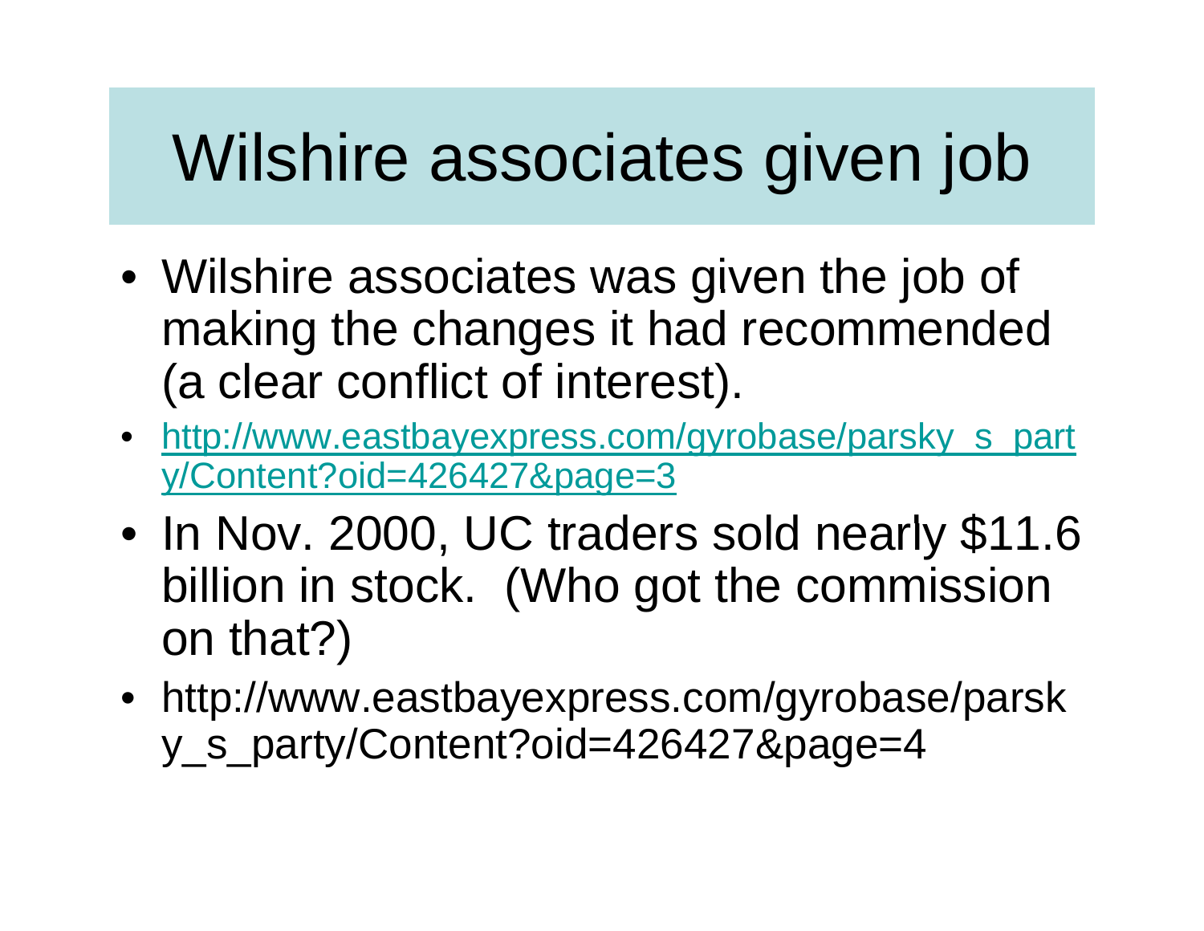# Wilshire associates given job

- Wilshire associates was given the job of making the changes it had recommended (a clear conflict of interest).
- [http://www.eastbayexpress.com/gyrobase/parsky_s_party/Content?oid=426427&page=3](http://www.eastbayexpress.com/gyrobase/parsky_s_party/Content?oid=426427&page=3)
- In Nov. 2000, UC traders sold nearly $11.6 billion in stock. (Who got the commission on that?)
- http://www.eastbayexpress.com/gyrobase/parsky_s_party/Content?oid=426427&page=4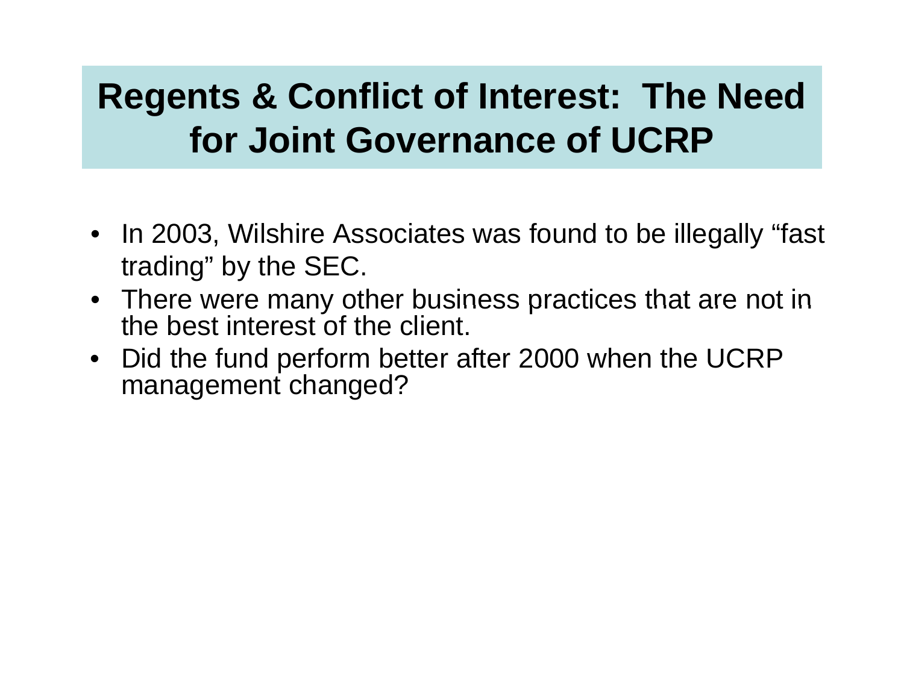# Regents & Conflict of Interest: The Need for Joint Governance of UCRP

- In 2003, Wilshire Associates was found to be illegally “fast trading” by the SEC.
- There were many other business practices that are not in the best interest of the client.
- Did the fund perform better after 2000 when the UCRP management changed?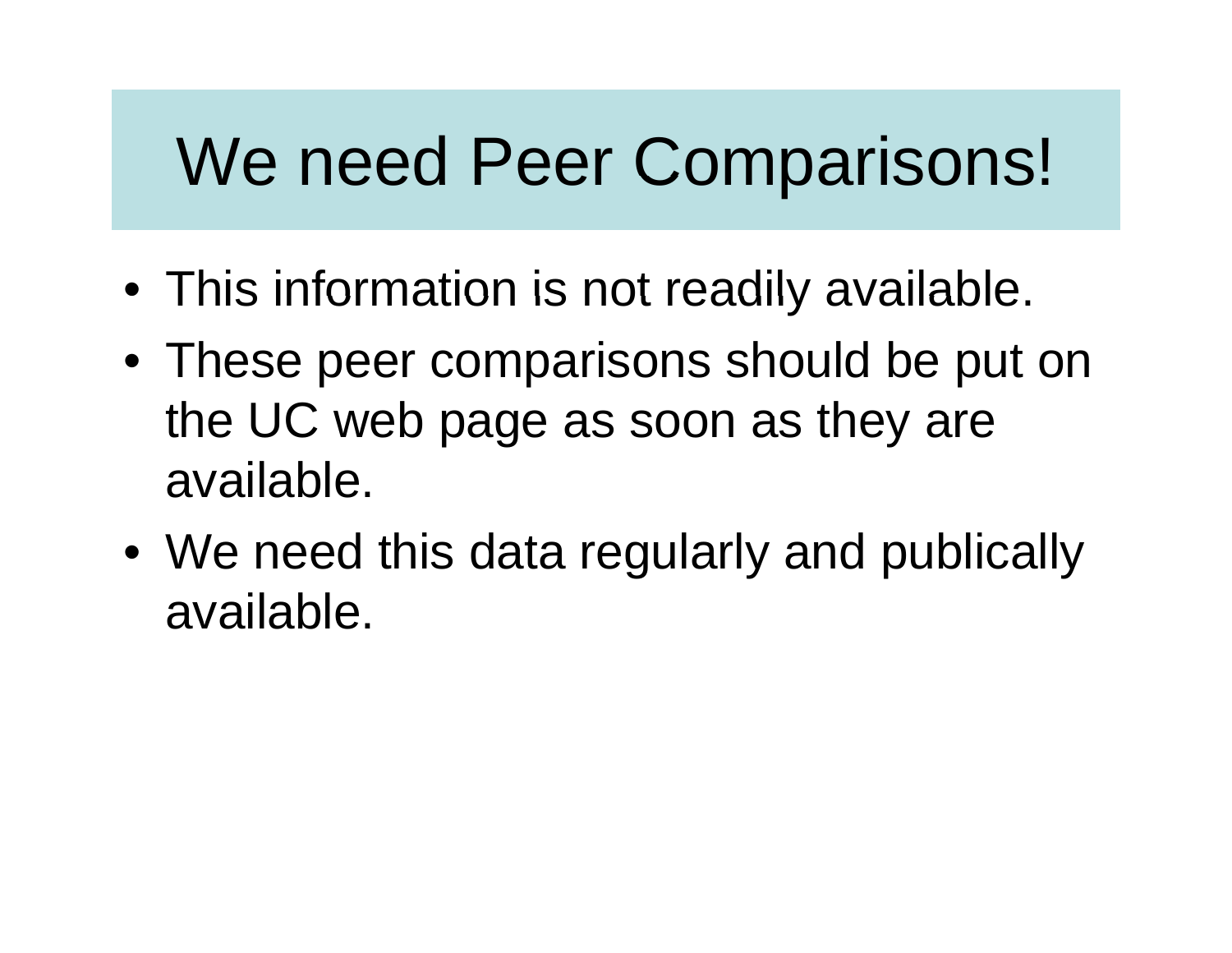# We need Peer Comparisons!

- This information is not readily available.
- These peer comparisons should be put on the UC web page as soon as they are available.
- We need this data regularly and publically available.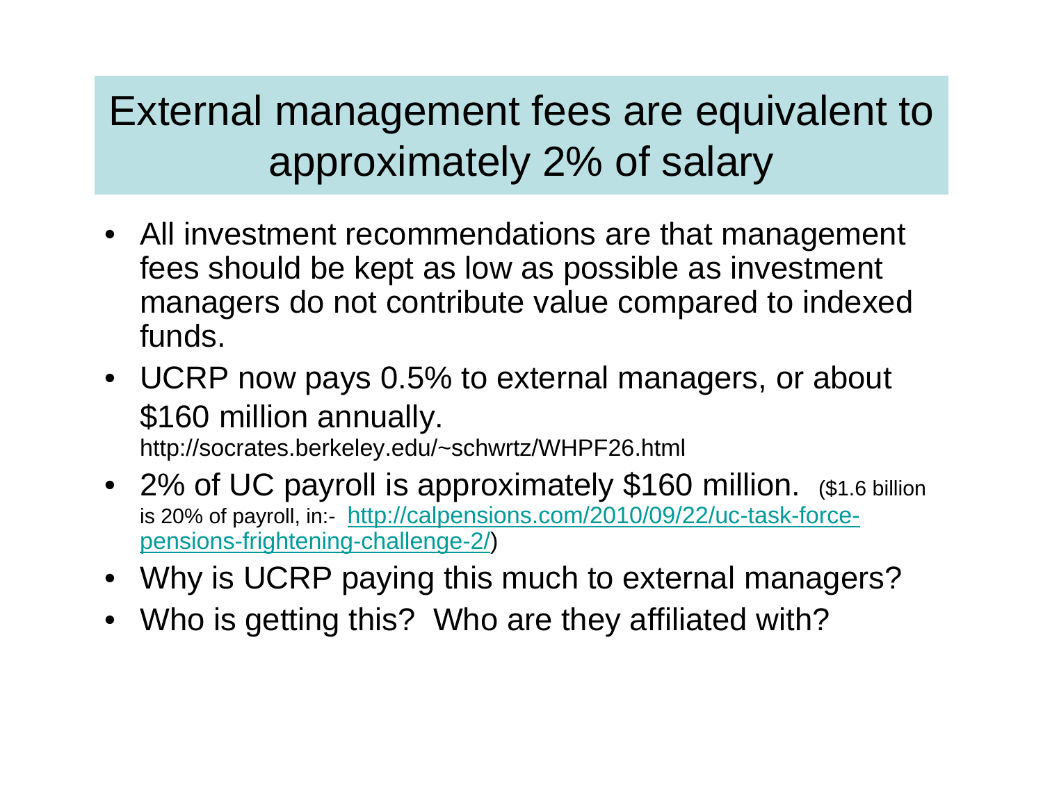# External management fees are equivalent to approximately 2% of salary

- All investment recommendations are that management fees should be kept as low as possible as investment managers do not contribute value compared to indexed funds.
- UCRP now pays 0.5% to external managers, or about \$160 million annually. http://socrates.berkeley.edu/~schwrtz/WHPF26.html
- 2% of UC payroll is approximately \$160 million. (\$1.6 billion is 20% of payroll, in:- [http://calpensions.com/2010/09/22/uc-task-force-pensions-frightening-challenge-2/](http://calpensions.com/2010/09/22/uc-task-force-pensions-frightening-challenge-2/))
- Why is UCRP paying this much to external managers?
- Who is getting this? Who are they affiliated with?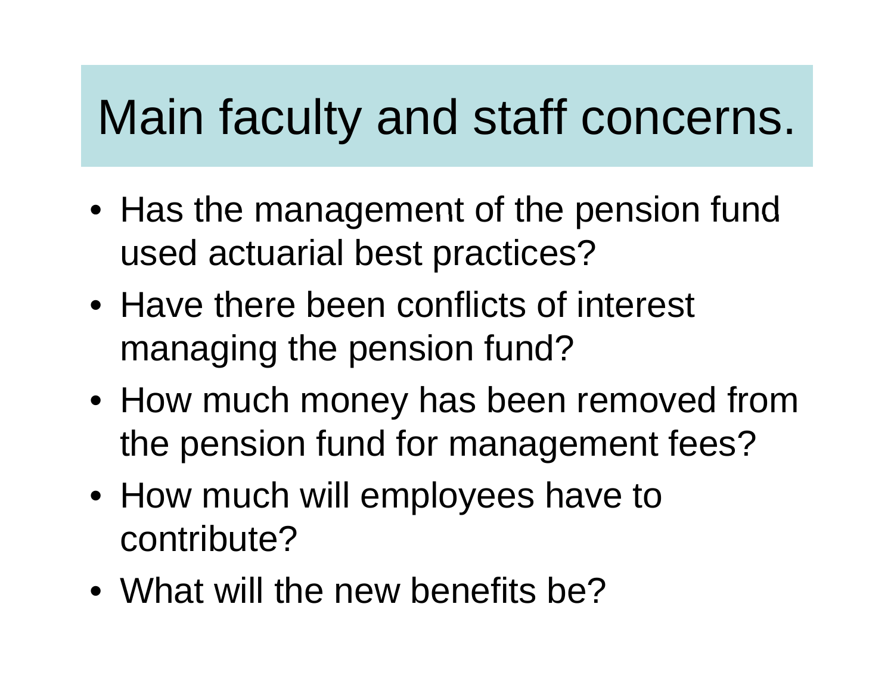# Main faculty and staff concerns.

- Has the management of the pension fund used actuarial best practices?
- Have there been conflicts of interest managing the pension fund?
- How much money has been removed from the pension fund for management fees?
- How much will employees have to contribute?
- What will the new benefits be?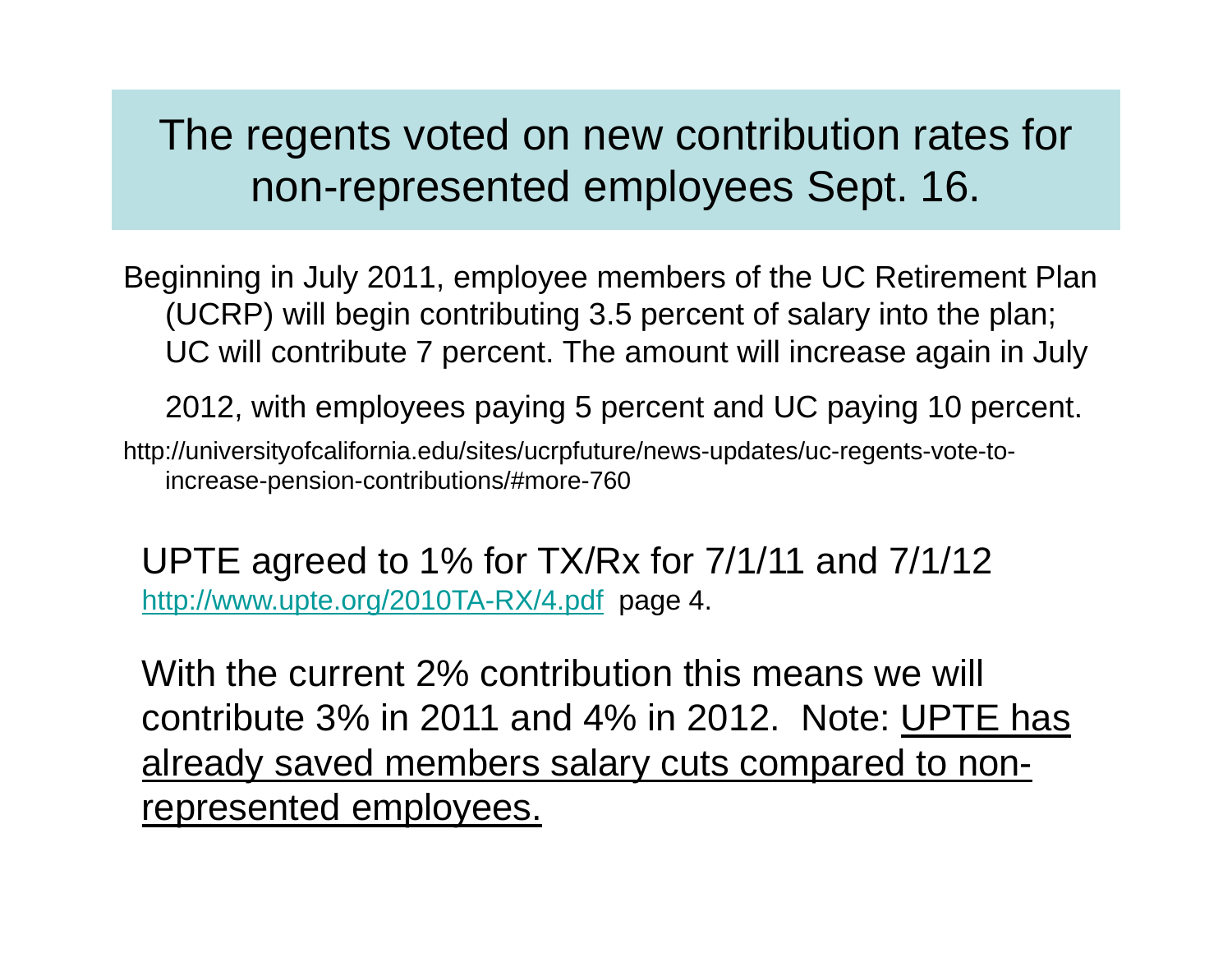# The regents voted on new contribution rates for non-represented employees Sept. 16.

Beginning in July 2011, employee members of the UC Retirement Plan (UCRP) will begin contributing 3.5 percent of salary into the plan; UC will contribute 7 percent. The amount will increase again in July 2012, with employees paying 5 percent and UC paying 10 percent.

http://universityofcalifornia.edu/sites/ucrpfuture/news-updates/uc-regents-vote-to-increase-pension-contributions/#more-760

UPTE agreed to 1% for TX/Rx for 7/1/11 and 7/1/12
[http://www.upte.org/2010TA-RX/4.pdf](http://www.upte.org/2010TA-RX/4.pdf) page 4.

With the current 2% contribution this means we will contribute 3% in 2011 and 4% in 2012. Note: <u>UPTE has already saved members salary cuts compared to non-represented employees.</u>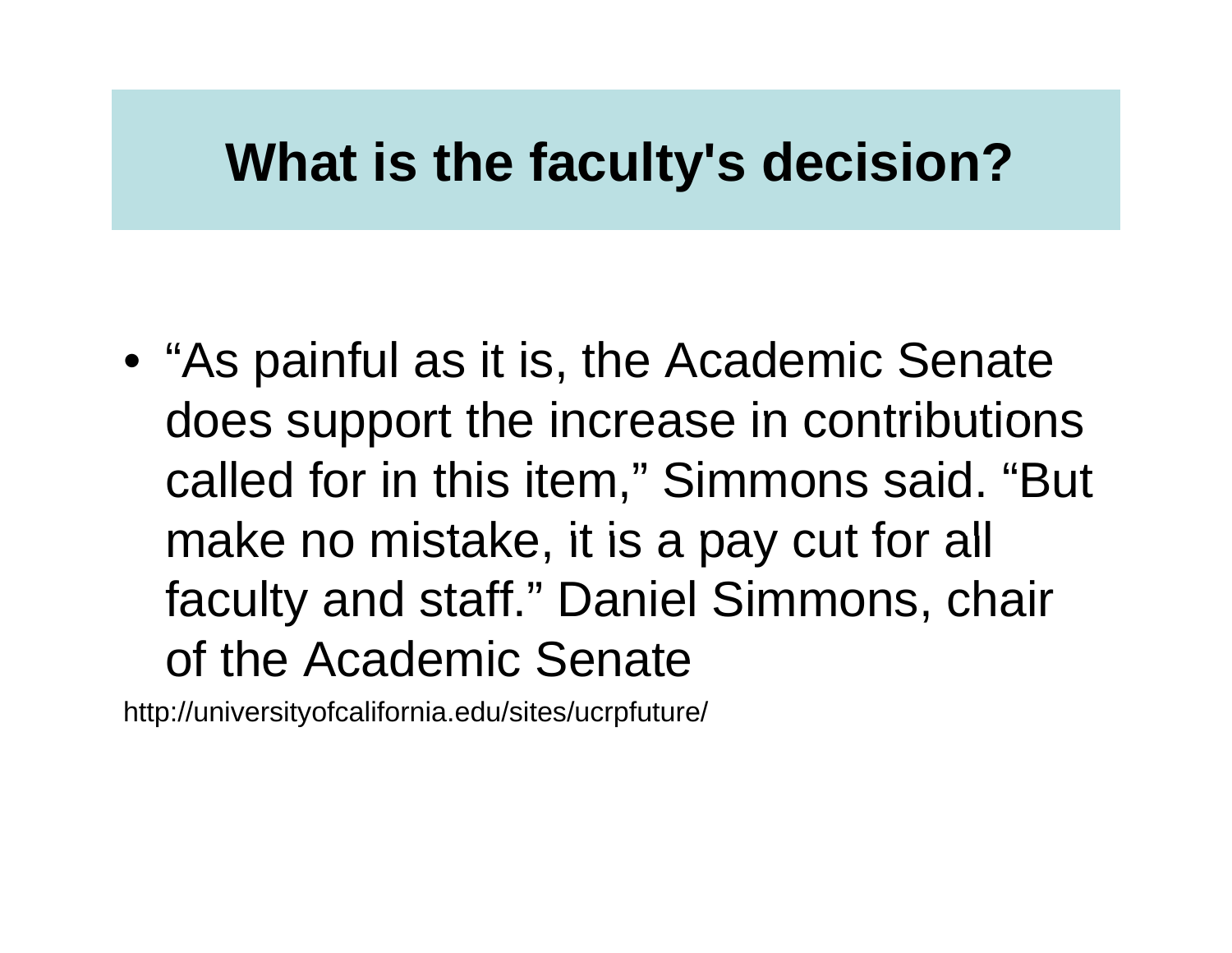# What is the faculty's decision?

- “As painful as it is, the Academic Senate does support the increase in contributions called for in this item,” Simmons said. “But make no mistake, it is a pay cut for all faculty and staff.” Daniel Simmons, chair of the Academic Senate

http://universityofcalifornia.edu/sites/ucrpfuture/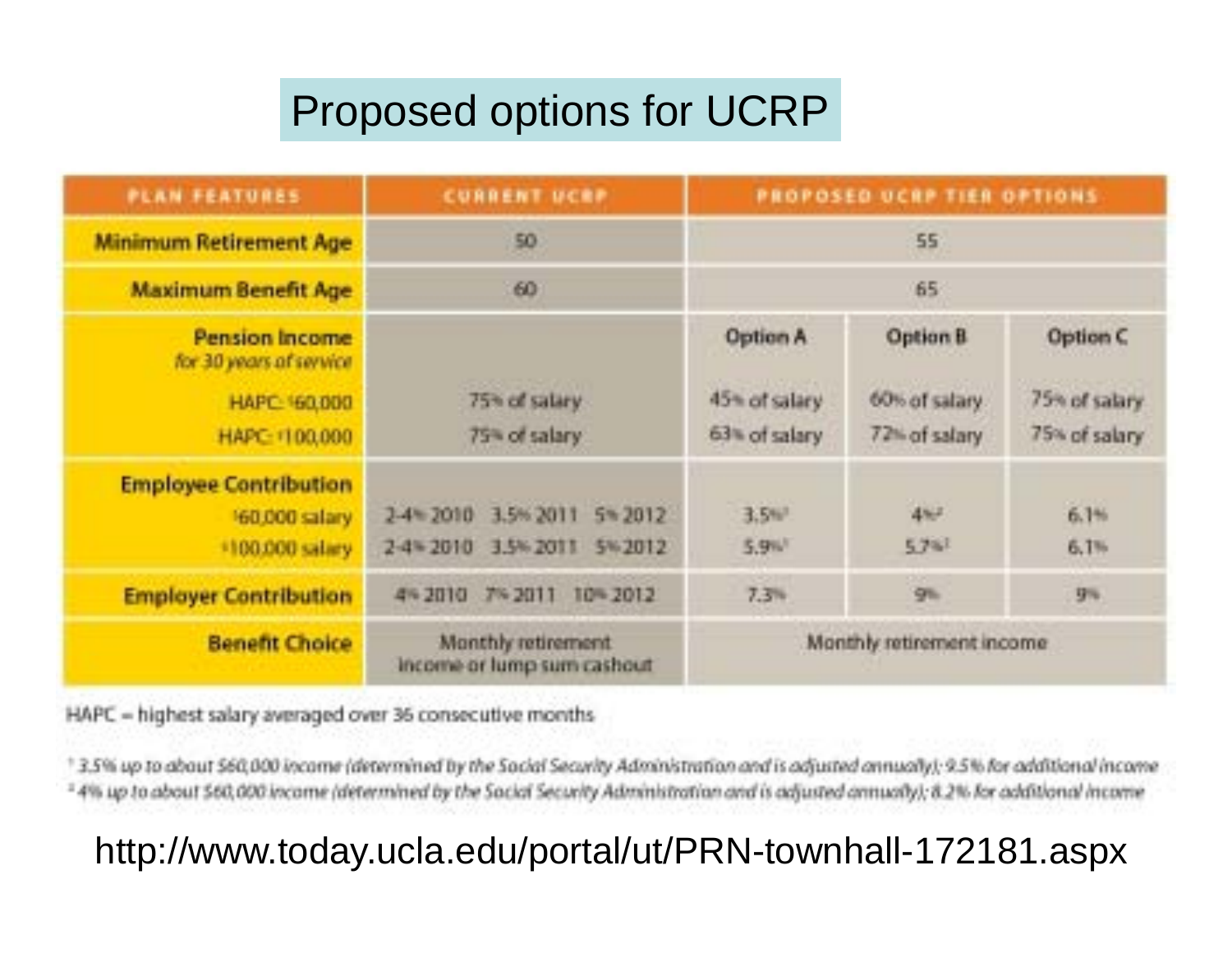# Proposed options for UCRP

| PLAN FEATURES | CURRENT UCRP | PROPOSED UCRP TIER OPTIONS | | |
|---|---|---|---|---|
| **Minimum Retirement Age** | 50 | 55 | | |
| **Maximum Benefit Age** | 60 | 65 | | |
| **Pension Income** *for 30 years of service* | | **Option A** | **Option B** | **Option C** |
| HAPC: $60,000 | 75% of salary | 45% of salary | 60% of salary | 75% of salary |
| HAPC: $100,000 | 75% of salary | 63% of salary | 72% of salary | 75% of salary |
| **Employee Contribution** | | | | |
| $60,000 salary | 2-4% 2010 3.5% 2011 5% 2012 | 3.5%[1] | 4%[2] | 6.1% |
| $100,000 salary | 2-4% 2010 3.5% 2011 5% 2012 | 5.9%[1] | 5.7%[2] | 6.1% |
| **Employer Contribution** | 4% 2010 7% 2011 10% 2012 | 7.3% | 9% | 9% |
| **Benefit Choice** | Monthly retirement income or lump sum cashout | Monthly retirement income | | |

HAPC = highest salary averaged over 36 consecutive months

[1] *3.5% up to about $60,000 income (determined by the Social Security Administration and is adjusted annually); 9.5% for additional income*

[2] *4% up to about $60,000 income (determined by the Social Security Administration and is adjusted annually); 8.2% for additional income*

http://www.today.ucla.edu/portal/ut/PRN-townhall-172181.aspx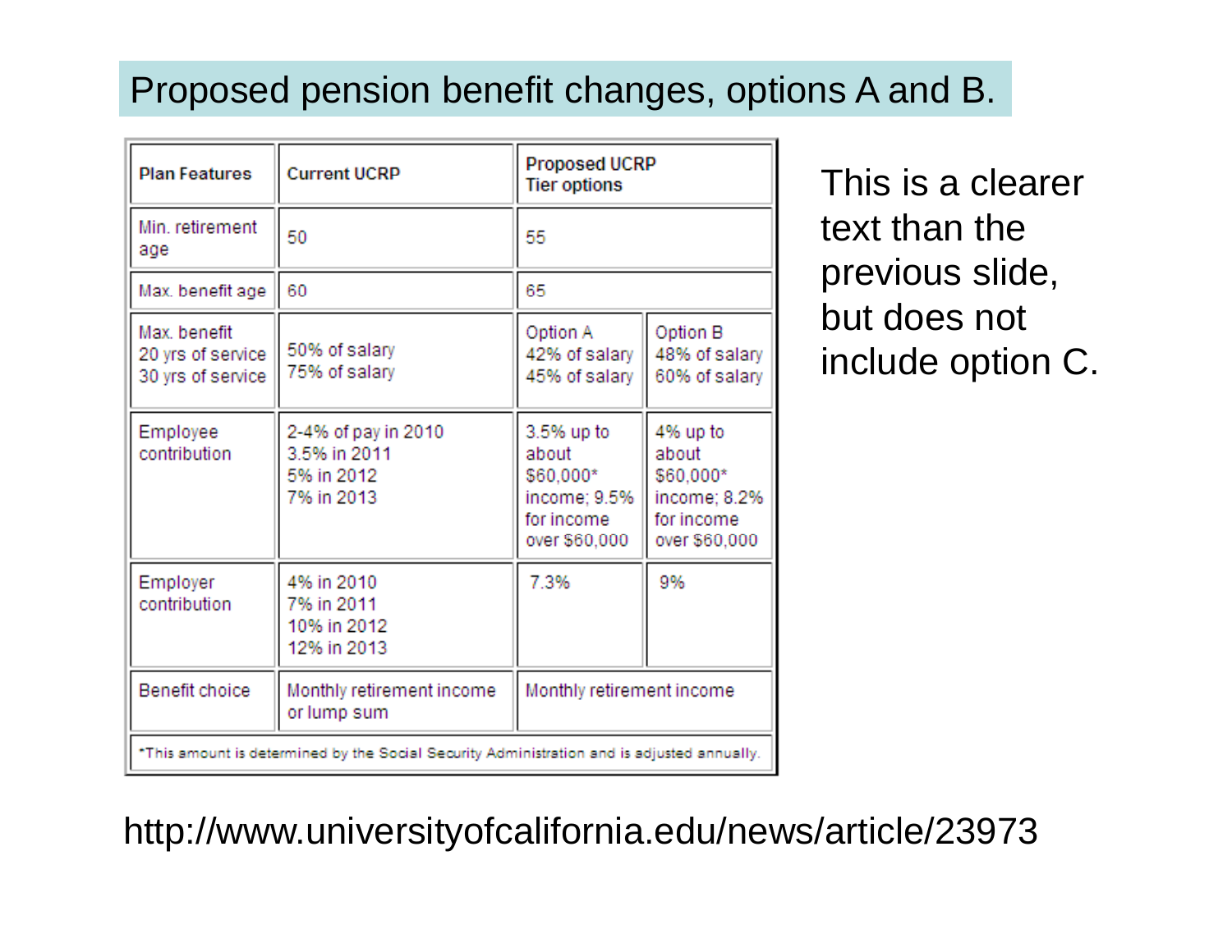# Proposed pension benefit changes, options A and B.

| Plan Features | Current UCRP | Proposed UCRP Tier options | |
|---|---|---|---|
| Min. retirement age | 50 | 55 | |
| Max. benefit age | 60 | 65 | |
| Max. benefit<br>20 yrs of service<br>30 yrs of service | 50% of salary<br>75% of salary | Option A<br>42% of salary<br>45% of salary | Option B<br>48% of salary<br>60% of salary |
| Employee contribution | 2-4% of pay in 2010<br>3.5% in 2011<br>5% in 2012<br>7% in 2013 | 3.5% up to about $60,000* income; 9.5% for income over $60,000 | 4% up to about $60,000* income; 8.2% for income over $60,000 |
| Employer contribution | 4% in 2010<br>7% in 2011<br>10% in 2012<br>12% in 2013 | 7.3% | 9% |
| Benefit choice | Monthly retirement income or lump sum | Monthly retirement income | |

*This amount is determined by the Social Security Administration and is adjusted annually.

This is a clearer text than the previous slide, but does not include option C.

http://www.universityofcalifornia.edu/news/article/23973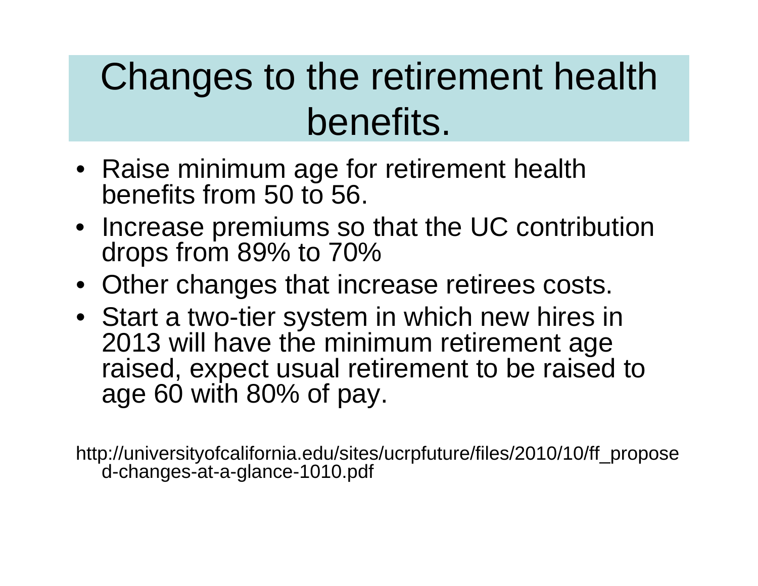# Changes to the retirement health benefits.

- Raise minimum age for retirement health benefits from 50 to 56.
- Increase premiums so that the UC contribution drops from 89% to 70%
- Other changes that increase retirees costs.
- Start a two-tier system in which new hires in 2013 will have the minimum retirement age raised, expect usual retirement to be raised to age 60 with 80% of pay.

http://universityofcalifornia.edu/sites/ucrpfuture/files/2010/10/ff_proposed-changes-at-a-glance-1010.pdf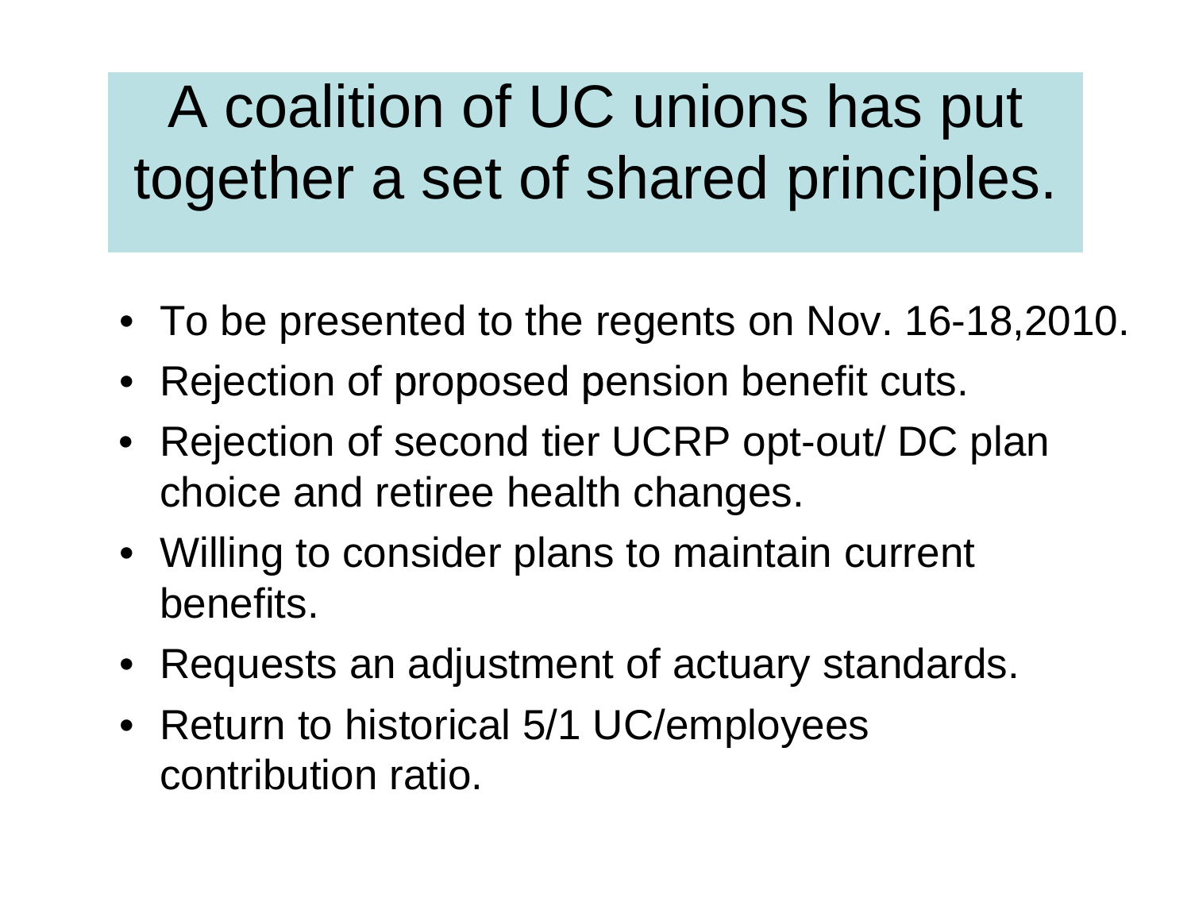# A coalition of UC unions has put together a set of shared principles.

- To be presented to the regents on Nov. 16-18,2010.
- Rejection of proposed pension benefit cuts.
- Rejection of second tier UCRP opt-out/ DC plan choice and retiree health changes.
- Willing to consider plans to maintain current benefits.
- Requests an adjustment of actuary standards.
- Return to historical 5/1 UC/employees contribution ratio.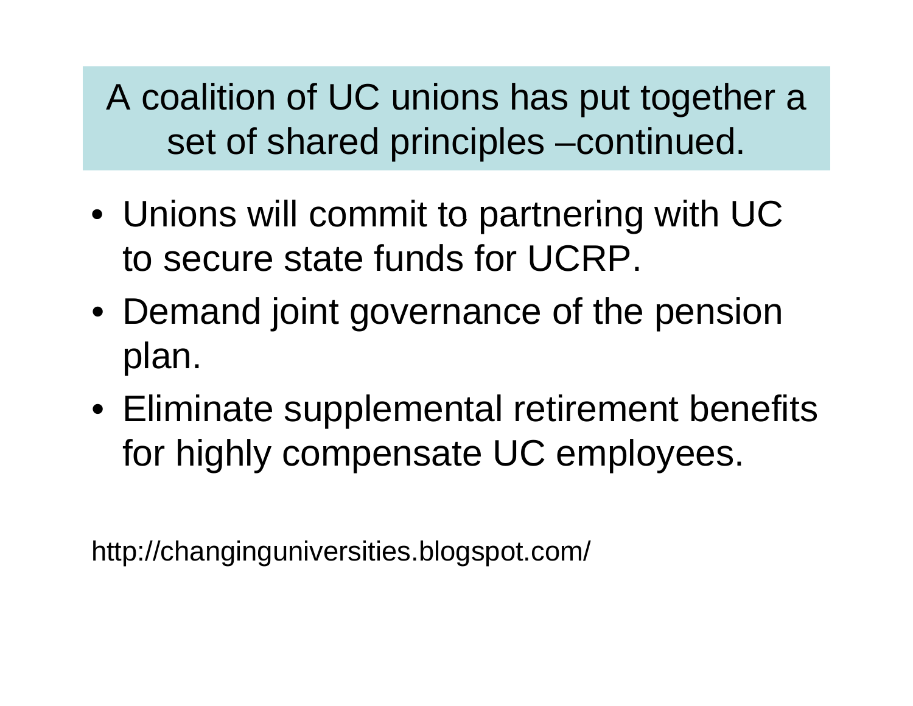# A coalition of UC unions has put together a set of shared principles –continued.

- Unions will commit to partnering with UC to secure state funds for UCRP.
- Demand joint governance of the pension plan.
- Eliminate supplemental retirement benefits for highly compensate UC employees.

http://changinguniversities.blogspot.com/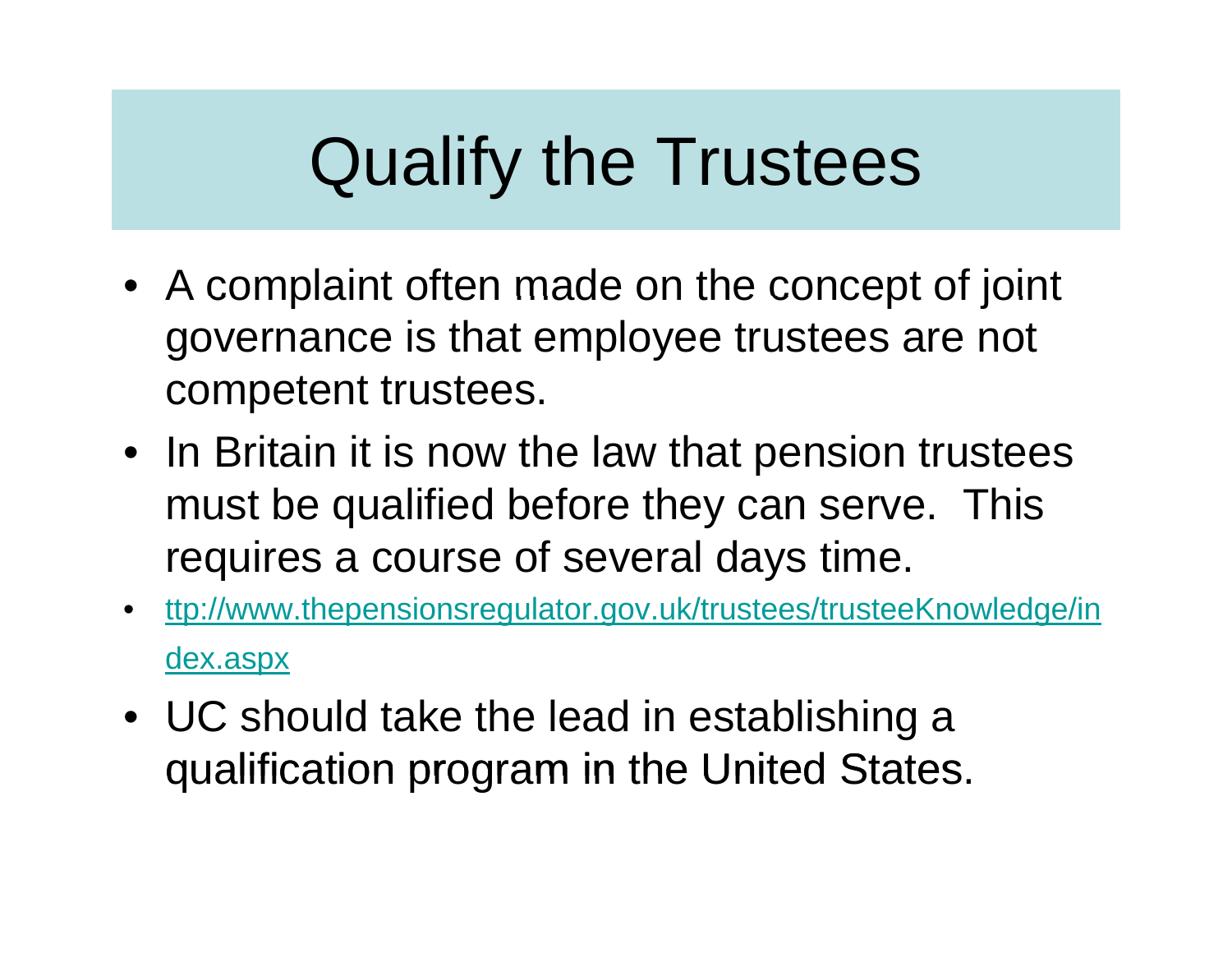# Qualify the Trustees

- A complaint often made on the concept of joint governance is that employee trustees are not competent trustees.
- In Britain it is now the law that pension trustees must be qualified before they can serve. This requires a course of several days time.
- ttp://www.thepensionsregulator.gov.uk/trustees/trusteeKnowledge/index.aspx
- UC should take the lead in establishing a qualification program in the United States.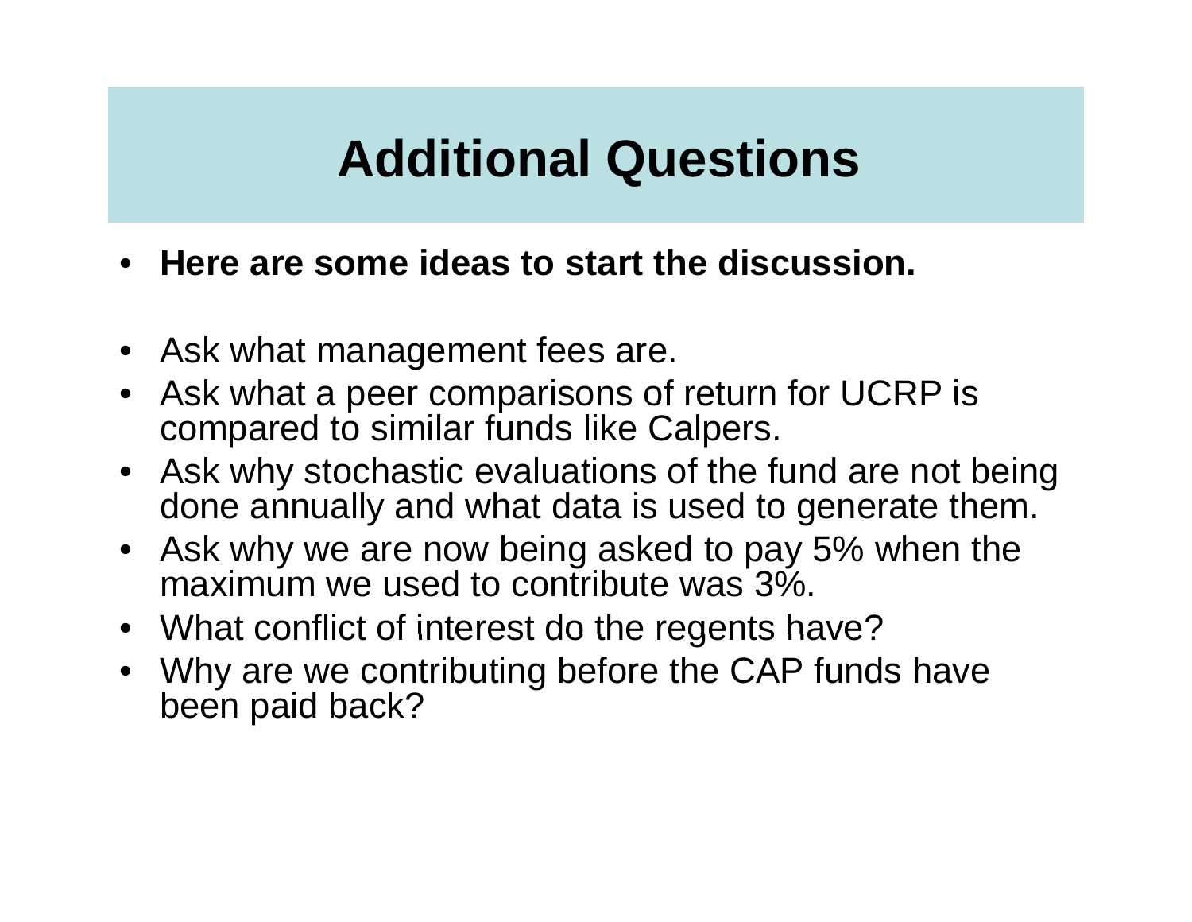# Additional Questions

- **Here are some ideas to start the discussion.**

- Ask what management fees are.
- Ask what a peer comparisons of return for UCRP is compared to similar funds like Calpers.
- Ask why stochastic evaluations of the fund are not being done annually and what data is used to generate them.
- Ask why we are now being asked to pay 5% when the maximum we used to contribute was 3%.
- What conflict of interest do the regents have?
- Why are we contributing before the CAP funds have been paid back?